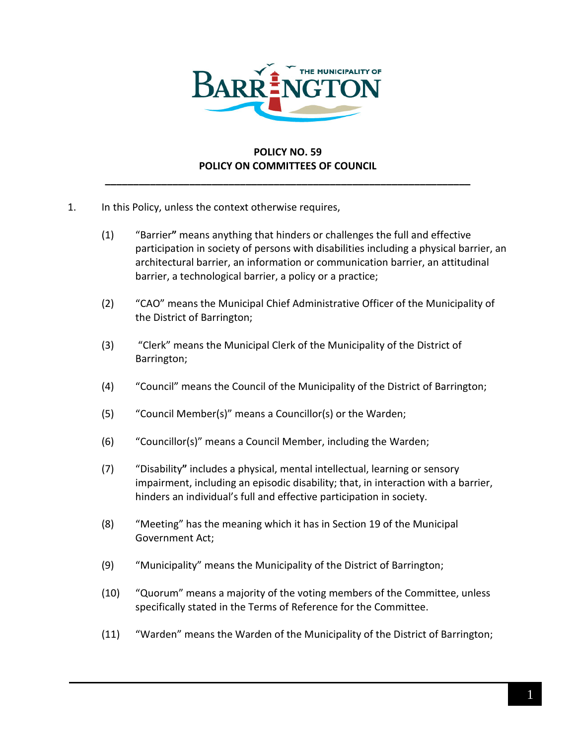# POLICY NO. 59
# POLICY ON COMMITTEES OF COUNCIL

---

1. In this Policy, unless the context otherwise requires,

   (1) "Barrier**"** means anything that hinders or challenges the full and effective participation in society of persons with disabilities including a physical barrier, an architectural barrier, an information or communication barrier, an attitudinal barrier, a technological barrier, a policy or a practice;

   (2) "CAO" means the Municipal Chief Administrative Officer of the Municipality of the District of Barrington;

   (3) "Clerk" means the Municipal Clerk of the Municipality of the District of Barrington;

   (4) "Council" means the Council of the Municipality of the District of Barrington;

   (5) "Council Member(s)" means a Councillor(s) or the Warden;

   (6) "Councillor(s)" means a Council Member, including the Warden;

   (7) "Disability**"** includes a physical, mental intellectual, learning or sensory impairment, including an episodic disability; that, in interaction with a barrier, hinders an individual's full and effective participation in society.

   (8) "Meeting" has the meaning which it has in Section 19 of the Municipal Government Act;

   (9) "Municipality" means the Municipality of the District of Barrington;

   (10) "Quorum" means a majority of the voting members of the Committee, unless specifically stated in the Terms of Reference for the Committee.

   (11) "Warden" means the Warden of the Municipality of the District of Barrington;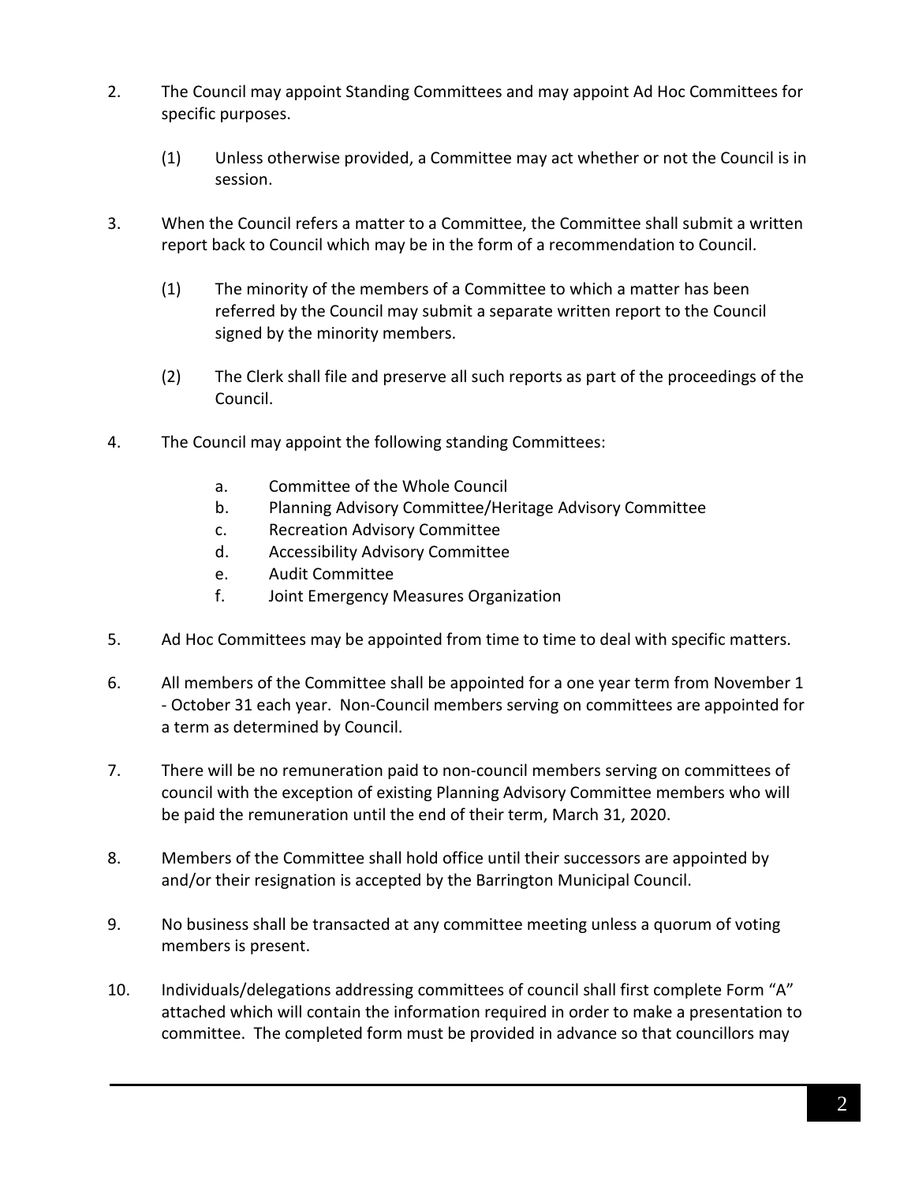2. The Council may appoint Standing Committees and may appoint Ad Hoc Committees for specific purposes.

   (1) Unless otherwise provided, a Committee may act whether or not the Council is in session.

3. When the Council refers a matter to a Committee, the Committee shall submit a written report back to Council which may be in the form of a recommendation to Council.

   (1) The minority of the members of a Committee to which a matter has been referred by the Council may submit a separate written report to the Council signed by the minority members.

   (2) The Clerk shall file and preserve all such reports as part of the proceedings of the Council.

4. The Council may appoint the following standing Committees:

   a. Committee of the Whole Council
   b. Planning Advisory Committee/Heritage Advisory Committee
   c. Recreation Advisory Committee
   d. Accessibility Advisory Committee
   e. Audit Committee
   f. Joint Emergency Measures Organization

5. Ad Hoc Committees may be appointed from time to time to deal with specific matters.

6. All members of the Committee shall be appointed for a one year term from November 1 - October 31 each year. Non-Council members serving on committees are appointed for a term as determined by Council.

7. There will be no remuneration paid to non-council members serving on committees of council with the exception of existing Planning Advisory Committee members who will be paid the remuneration until the end of their term, March 31, 2020.

8. Members of the Committee shall hold office until their successors are appointed by and/or their resignation is accepted by the Barrington Municipal Council.

9. No business shall be transacted at any committee meeting unless a quorum of voting members is present.

10. Individuals/delegations addressing committees of council shall first complete Form "A" attached which will contain the information required in order to make a presentation to committee. The completed form must be provided in advance so that councillors may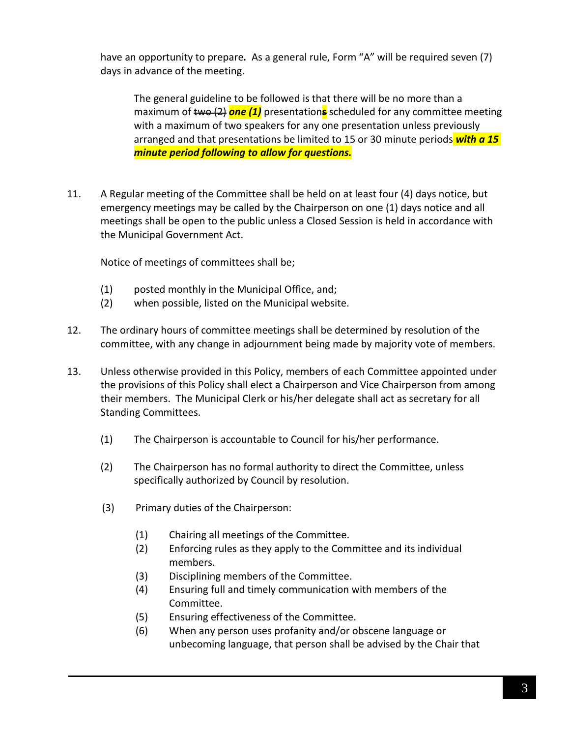have an opportunity to prepare***.*** As a general rule, Form “A” will be required seven (7) days in advance of the meeting.

> The general guideline to be followed is that there will be no more than a maximum of ~~two (2)~~ ***one (1)*** presentation~~s~~ scheduled for any committee meeting with a maximum of two speakers for any one presentation unless previously arranged and that presentations be limited to 15 or 30 minute periods ***with a 15 minute period following to allow for questions.***

11. A Regular meeting of the Committee shall be held on at least four (4) days notice, but emergency meetings may be called by the Chairperson on one (1) days notice and all meetings shall be open to the public unless a Closed Session is held in accordance with the Municipal Government Act.

    Notice of meetings of committees shall be;

    (1) posted monthly in the Municipal Office, and;
    (2) when possible, listed on the Municipal website.

12. The ordinary hours of committee meetings shall be determined by resolution of the committee, with any change in adjournment being made by majority vote of members.

13. Unless otherwise provided in this Policy, members of each Committee appointed under the provisions of this Policy shall elect a Chairperson and Vice Chairperson from among their members. The Municipal Clerk or his/her delegate shall act as secretary for all Standing Committees.

    (1) The Chairperson is accountable to Council for his/her performance.

    (2) The Chairperson has no formal authority to direct the Committee, unless specifically authorized by Council by resolution.

    (3) Primary duties of the Chairperson:

        (1) Chairing all meetings of the Committee.
        (2) Enforcing rules as they apply to the Committee and its individual members.
        (3) Disciplining members of the Committee.
        (4) Ensuring full and timely communication with members of the Committee.
        (5) Ensuring effectiveness of the Committee.
        (6) When any person uses profanity and/or obscene language or unbecoming language, that person shall be advised by the Chair that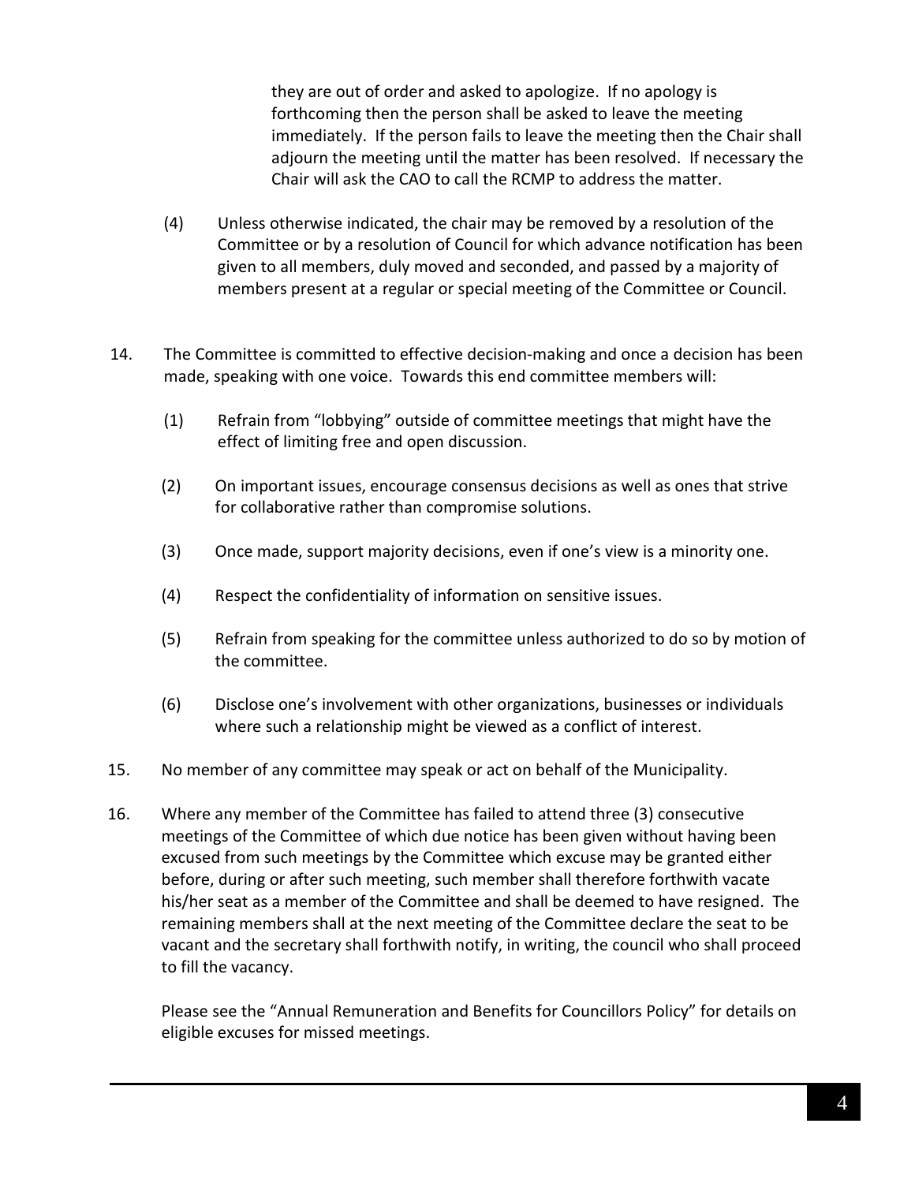they are out of order and asked to apologize. If no apology is forthcoming then the person shall be asked to leave the meeting immediately. If the person fails to leave the meeting then the Chair shall adjourn the meeting until the matter has been resolved. If necessary the Chair will ask the CAO to call the RCMP to address the matter.

(4) Unless otherwise indicated, the chair may be removed by a resolution of the Committee or by a resolution of Council for which advance notification has been given to all members, duly moved and seconded, and passed by a majority of members present at a regular or special meeting of the Committee or Council.

14. The Committee is committed to effective decision-making and once a decision has been made, speaking with one voice. Towards this end committee members will:

(1) Refrain from "lobbying" outside of committee meetings that might have the effect of limiting free and open discussion.

(2) On important issues, encourage consensus decisions as well as ones that strive for collaborative rather than compromise solutions.

(3) Once made, support majority decisions, even if one's view is a minority one.

(4) Respect the confidentiality of information on sensitive issues.

(5) Refrain from speaking for the committee unless authorized to do so by motion of the committee.

(6) Disclose one's involvement with other organizations, businesses or individuals where such a relationship might be viewed as a conflict of interest.

15. No member of any committee may speak or act on behalf of the Municipality.

16. Where any member of the Committee has failed to attend three (3) consecutive meetings of the Committee of which due notice has been given without having been excused from such meetings by the Committee which excuse may be granted either before, during or after such meeting, such member shall therefore forthwith vacate his/her seat as a member of the Committee and shall be deemed to have resigned. The remaining members shall at the next meeting of the Committee declare the seat to be vacant and the secretary shall forthwith notify, in writing, the council who shall proceed to fill the vacancy.

Please see the "Annual Remuneration and Benefits for Councillors Policy" for details on eligible excuses for missed meetings.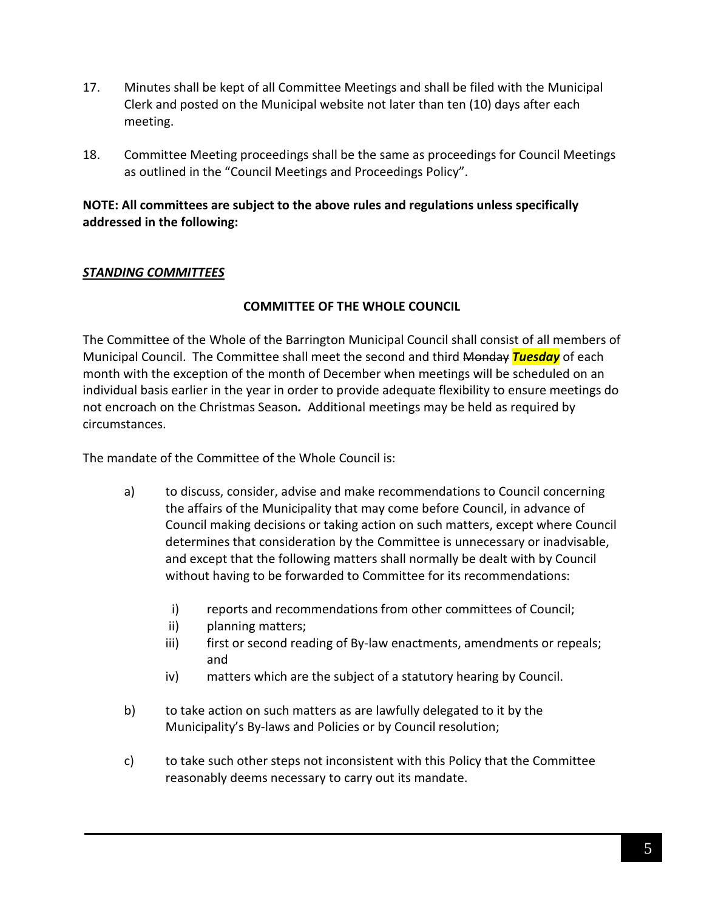17. Minutes shall be kept of all Committee Meetings and shall be filed with the Municipal Clerk and posted on the Municipal website not later than ten (10) days after each meeting.

18. Committee Meeting proceedings shall be the same as proceedings for Council Meetings as outlined in the "Council Meetings and Proceedings Policy".

**NOTE: All committees are subject to the above rules and regulations unless specifically addressed in the following:**

***STANDING COMMITTEES***

**COMMITTEE OF THE WHOLE COUNCIL**

The Committee of the Whole of the Barrington Municipal Council shall consist of all members of Municipal Council. The Committee shall meet the second and third ~~Monday~~ ***Tuesday*** of each month with the exception of the month of December when meetings will be scheduled on an individual basis earlier in the year in order to provide adequate flexibility to ensure meetings do not encroach on the Christmas Season*.* Additional meetings may be held as required by circumstances.

The mandate of the Committee of the Whole Council is:

a) to discuss, consider, advise and make recommendations to Council concerning the affairs of the Municipality that may come before Council, in advance of Council making decisions or taking action on such matters, except where Council determines that consideration by the Committee is unnecessary or inadvisable, and except that the following matters shall normally be dealt with by Council without having to be forwarded to Committee for its recommendations:

   i) reports and recommendations from other committees of Council;
   ii) planning matters;
   iii) first or second reading of By-law enactments, amendments or repeals; and
   iv) matters which are the subject of a statutory hearing by Council.

b) to take action on such matters as are lawfully delegated to it by the Municipality's By-laws and Policies or by Council resolution;

c) to take such other steps not inconsistent with this Policy that the Committee reasonably deems necessary to carry out its mandate.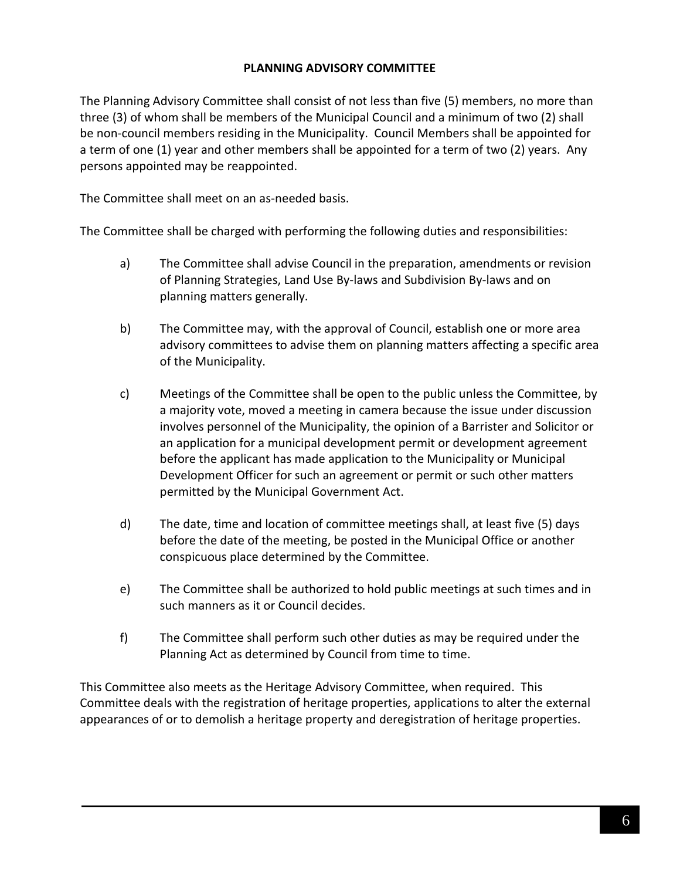**PLANNING ADVISORY COMMITTEE**

The Planning Advisory Committee shall consist of not less than five (5) members, no more than three (3) of whom shall be members of the Municipal Council and a minimum of two (2) shall be non-council members residing in the Municipality. Council Members shall be appointed for a term of one (1) year and other members shall be appointed for a term of two (2) years. Any persons appointed may be reappointed.

The Committee shall meet on an as-needed basis.

The Committee shall be charged with performing the following duties and responsibilities:

a) The Committee shall advise Council in the preparation, amendments or revision of Planning Strategies, Land Use By-laws and Subdivision By-laws and on planning matters generally.

b) The Committee may, with the approval of Council, establish one or more area advisory committees to advise them on planning matters affecting a specific area of the Municipality.

c) Meetings of the Committee shall be open to the public unless the Committee, by a majority vote, moved a meeting in camera because the issue under discussion involves personnel of the Municipality, the opinion of a Barrister and Solicitor or an application for a municipal development permit or development agreement before the applicant has made application to the Municipality or Municipal Development Officer for such an agreement or permit or such other matters permitted by the Municipal Government Act.

d) The date, time and location of committee meetings shall, at least five (5) days before the date of the meeting, be posted in the Municipal Office or another conspicuous place determined by the Committee.

e) The Committee shall be authorized to hold public meetings at such times and in such manners as it or Council decides.

f) The Committee shall perform such other duties as may be required under the Planning Act as determined by Council from time to time.

This Committee also meets as the Heritage Advisory Committee, when required. This Committee deals with the registration of heritage properties, applications to alter the external appearances of or to demolish a heritage property and deregistration of heritage properties.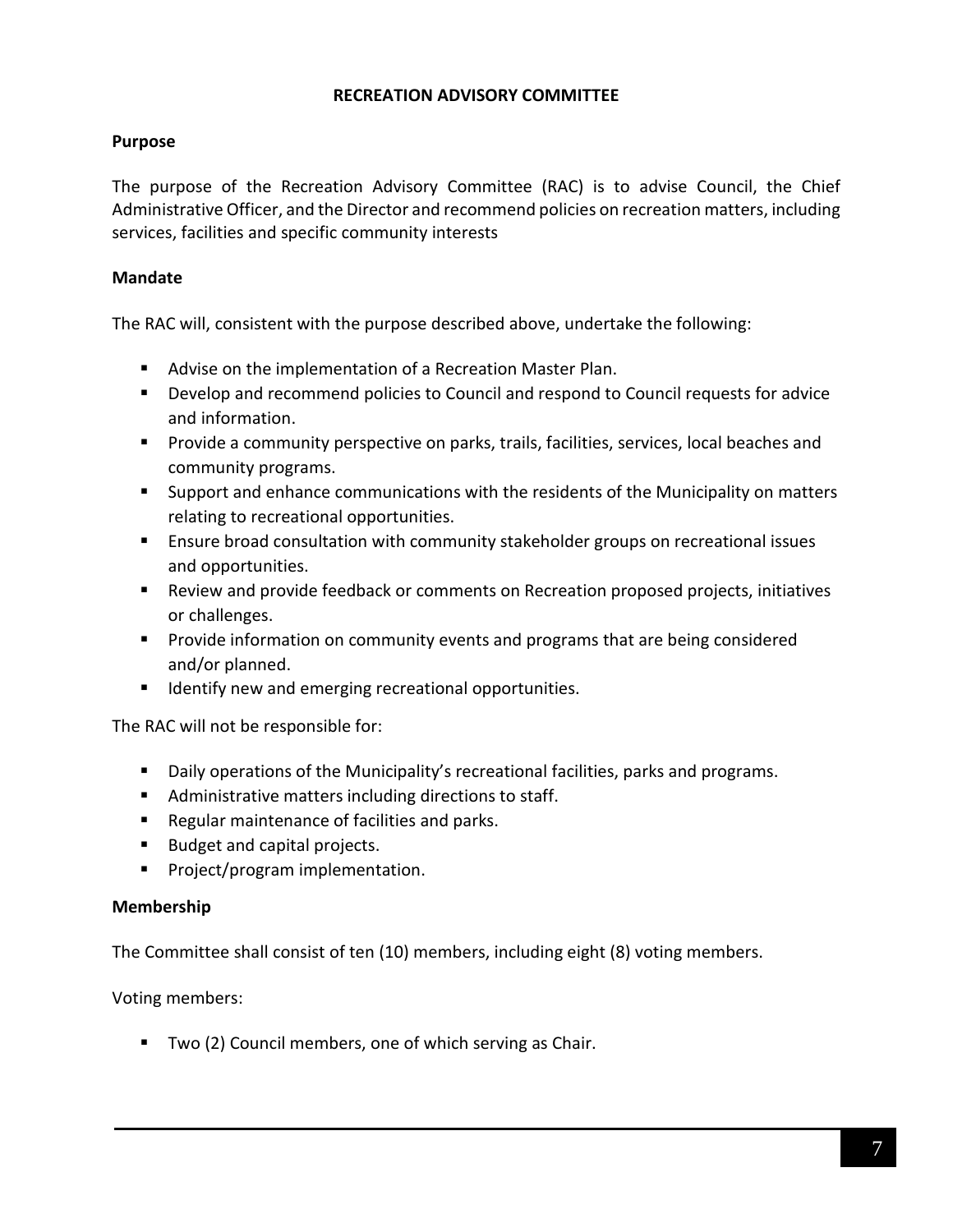## RECREATION ADVISORY COMMITTEE

### Purpose

The purpose of the Recreation Advisory Committee (RAC) is to advise Council, the Chief Administrative Officer, and the Director and recommend policies on recreation matters, including services, facilities and specific community interests

### Mandate

The RAC will, consistent with the purpose described above, undertake the following:

- Advise on the implementation of a Recreation Master Plan.
- Develop and recommend policies to Council and respond to Council requests for advice and information.
- Provide a community perspective on parks, trails, facilities, services, local beaches and community programs.
- Support and enhance communications with the residents of the Municipality on matters relating to recreational opportunities.
- Ensure broad consultation with community stakeholder groups on recreational issues and opportunities.
- Review and provide feedback or comments on Recreation proposed projects, initiatives or challenges.
- Provide information on community events and programs that are being considered and/or planned.
- Identify new and emerging recreational opportunities.

The RAC will not be responsible for:

- Daily operations of the Municipality's recreational facilities, parks and programs.
- Administrative matters including directions to staff.
- Regular maintenance of facilities and parks.
- Budget and capital projects.
- Project/program implementation.

### Membership

The Committee shall consist of ten (10) members, including eight (8) voting members.

Voting members:

- Two (2) Council members, one of which serving as Chair.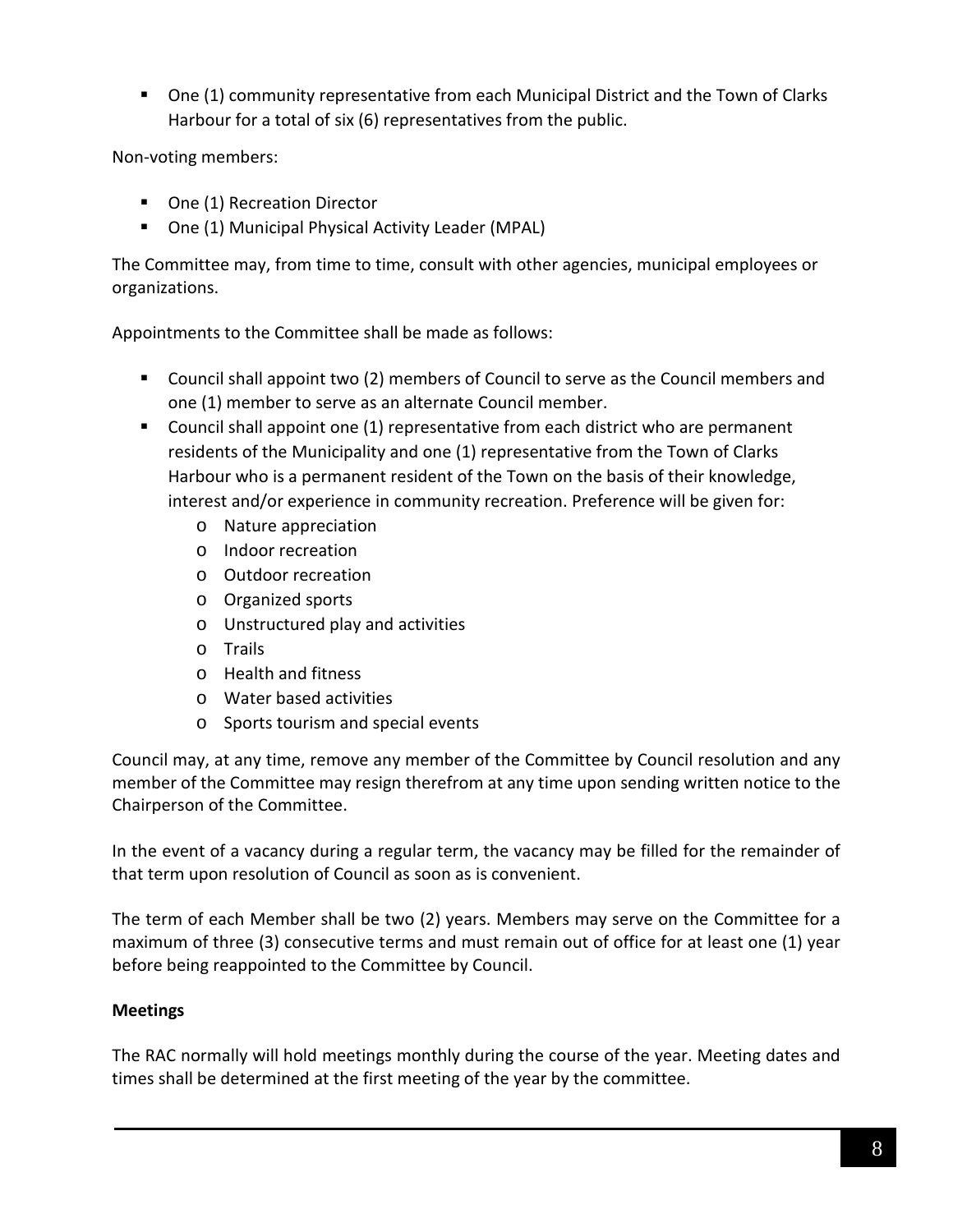- One (1) community representative from each Municipal District and the Town of Clarks Harbour for a total of six (6) representatives from the public.

Non-voting members:

- One (1) Recreation Director
- One (1) Municipal Physical Activity Leader (MPAL)

The Committee may, from time to time, consult with other agencies, municipal employees or organizations.

Appointments to the Committee shall be made as follows:

- Council shall appoint two (2) members of Council to serve as the Council members and one (1) member to serve as an alternate Council member.
- Council shall appoint one (1) representative from each district who are permanent residents of the Municipality and one (1) representative from the Town of Clarks Harbour who is a permanent resident of the Town on the basis of their knowledge, interest and/or experience in community recreation. Preference will be given for:
    - Nature appreciation
    - Indoor recreation
    - Outdoor recreation
    - Organized sports
    - Unstructured play and activities
    - Trails
    - Health and fitness
    - Water based activities
    - Sports tourism and special events

Council may, at any time, remove any member of the Committee by Council resolution and any member of the Committee may resign therefrom at any time upon sending written notice to the Chairperson of the Committee.

In the event of a vacancy during a regular term, the vacancy may be filled for the remainder of that term upon resolution of Council as soon as is convenient.

The term of each Member shall be two (2) years. Members may serve on the Committee for a maximum of three (3) consecutive terms and must remain out of office for at least one (1) year before being reappointed to the Committee by Council.

**Meetings**

The RAC normally will hold meetings monthly during the course of the year. Meeting dates and times shall be determined at the first meeting of the year by the committee.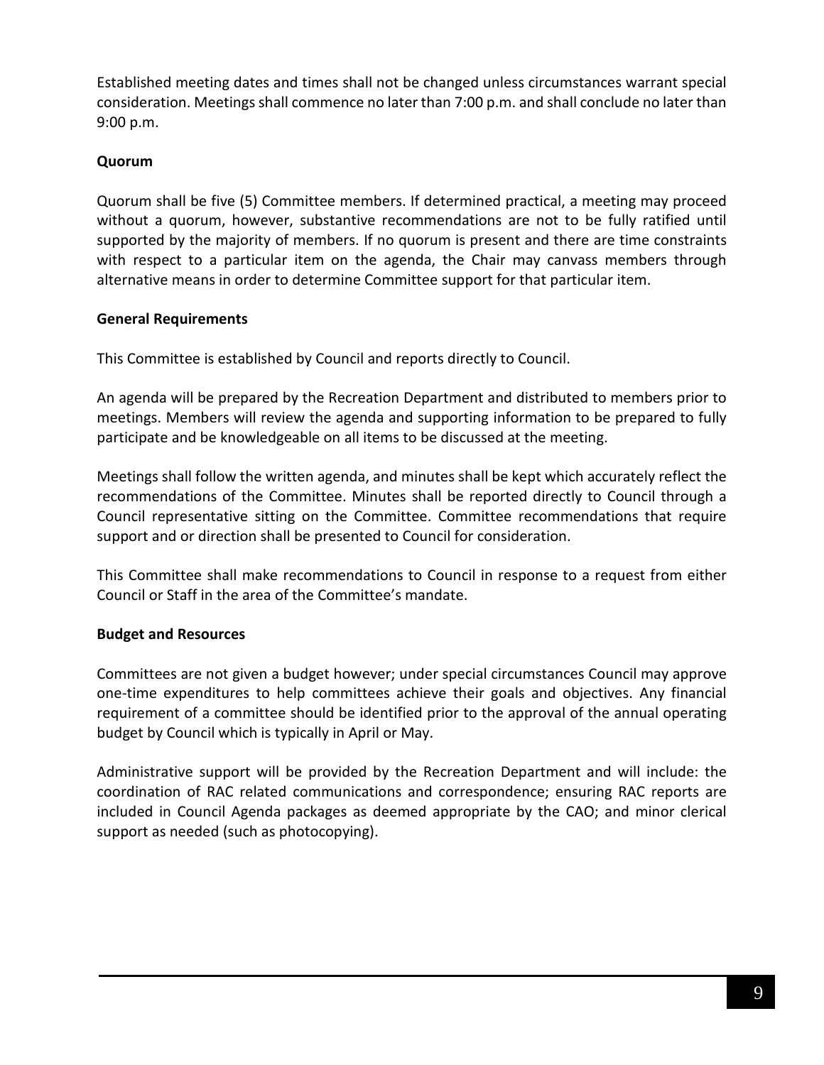Established meeting dates and times shall not be changed unless circumstances warrant special consideration. Meetings shall commence no later than 7:00 p.m. and shall conclude no later than 9:00 p.m.

**Quorum**

Quorum shall be five (5) Committee members. If determined practical, a meeting may proceed without a quorum, however, substantive recommendations are not to be fully ratified until supported by the majority of members. If no quorum is present and there are time constraints with respect to a particular item on the agenda, the Chair may canvass members through alternative means in order to determine Committee support for that particular item.

**General Requirements**

This Committee is established by Council and reports directly to Council.

An agenda will be prepared by the Recreation Department and distributed to members prior to meetings. Members will review the agenda and supporting information to be prepared to fully participate and be knowledgeable on all items to be discussed at the meeting.

Meetings shall follow the written agenda, and minutes shall be kept which accurately reflect the recommendations of the Committee. Minutes shall be reported directly to Council through a Council representative sitting on the Committee. Committee recommendations that require support and or direction shall be presented to Council for consideration.

This Committee shall make recommendations to Council in response to a request from either Council or Staff in the area of the Committee's mandate.

**Budget and Resources**

Committees are not given a budget however; under special circumstances Council may approve one-time expenditures to help committees achieve their goals and objectives. Any financial requirement of a committee should be identified prior to the approval of the annual operating budget by Council which is typically in April or May.

Administrative support will be provided by the Recreation Department and will include: the coordination of RAC related communications and correspondence; ensuring RAC reports are included in Council Agenda packages as deemed appropriate by the CAO; and minor clerical support as needed (such as photocopying).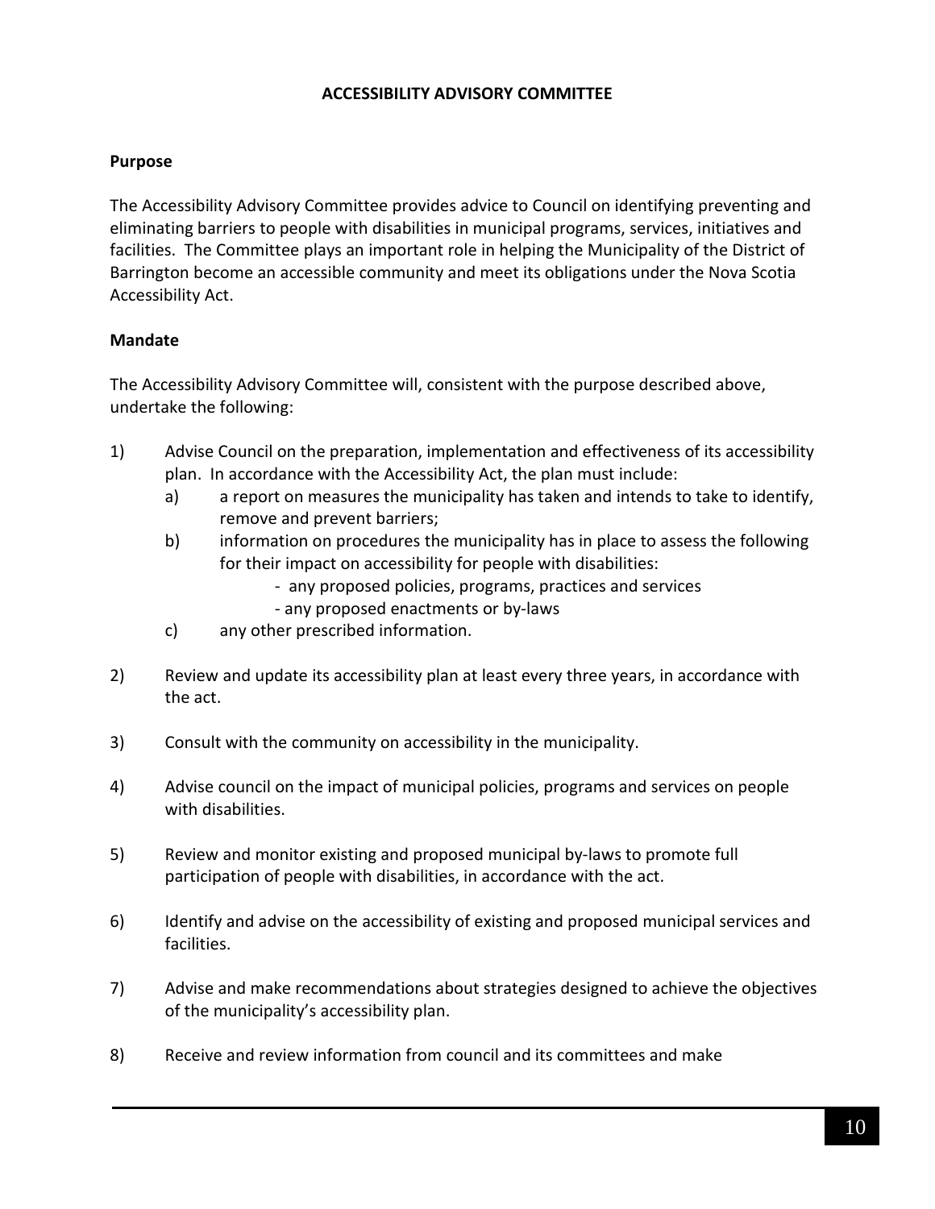## ACCESSIBILITY ADVISORY COMMITTEE

**Purpose**

The Accessibility Advisory Committee provides advice to Council on identifying preventing and eliminating barriers to people with disabilities in municipal programs, services, initiatives and facilities. The Committee plays an important role in helping the Municipality of the District of Barrington become an accessible community and meet its obligations under the Nova Scotia Accessibility Act.

**Mandate**

The Accessibility Advisory Committee will, consistent with the purpose described above, undertake the following:

1) Advise Council on the preparation, implementation and effectiveness of its accessibility plan. In accordance with the Accessibility Act, the plan must include:
   a) a report on measures the municipality has taken and intends to take to identify, remove and prevent barriers;
   b) information on procedures the municipality has in place to assess the following for their impact on accessibility for people with disabilities:
      - any proposed policies, programs, practices and services
      - any proposed enactments or by-laws
   c) any other prescribed information.

2) Review and update its accessibility plan at least every three years, in accordance with the act.

3) Consult with the community on accessibility in the municipality.

4) Advise council on the impact of municipal policies, programs and services on people with disabilities.

5) Review and monitor existing and proposed municipal by-laws to promote full participation of people with disabilities, in accordance with the act.

6) Identify and advise on the accessibility of existing and proposed municipal services and facilities.

7) Advise and make recommendations about strategies designed to achieve the objectives of the municipality's accessibility plan.

8) Receive and review information from council and its committees and make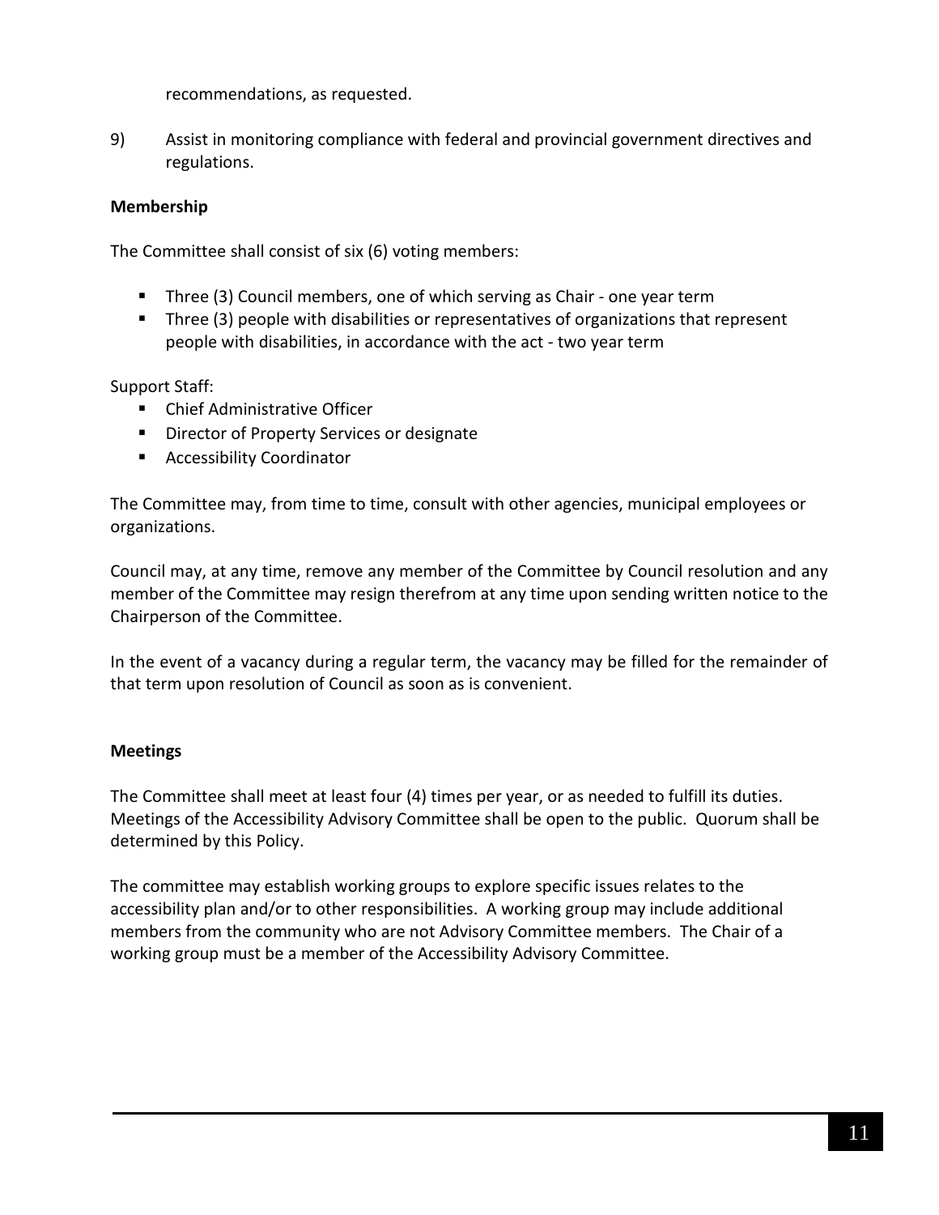recommendations, as requested.

9) Assist in monitoring compliance with federal and provincial government directives and regulations.

**Membership**

The Committee shall consist of six (6) voting members:

- Three (3) Council members, one of which serving as Chair - one year term
- Three (3) people with disabilities or representatives of organizations that represent people with disabilities, in accordance with the act - two year term

Support Staff:

- Chief Administrative Officer
- Director of Property Services or designate
- Accessibility Coordinator

The Committee may, from time to time, consult with other agencies, municipal employees or organizations.

Council may, at any time, remove any member of the Committee by Council resolution and any member of the Committee may resign therefrom at any time upon sending written notice to the Chairperson of the Committee.

In the event of a vacancy during a regular term, the vacancy may be filled for the remainder of that term upon resolution of Council as soon as is convenient.

**Meetings**

The Committee shall meet at least four (4) times per year, or as needed to fulfill its duties. Meetings of the Accessibility Advisory Committee shall be open to the public. Quorum shall be determined by this Policy.

The committee may establish working groups to explore specific issues relates to the accessibility plan and/or to other responsibilities. A working group may include additional members from the community who are not Advisory Committee members. The Chair of a working group must be a member of the Accessibility Advisory Committee.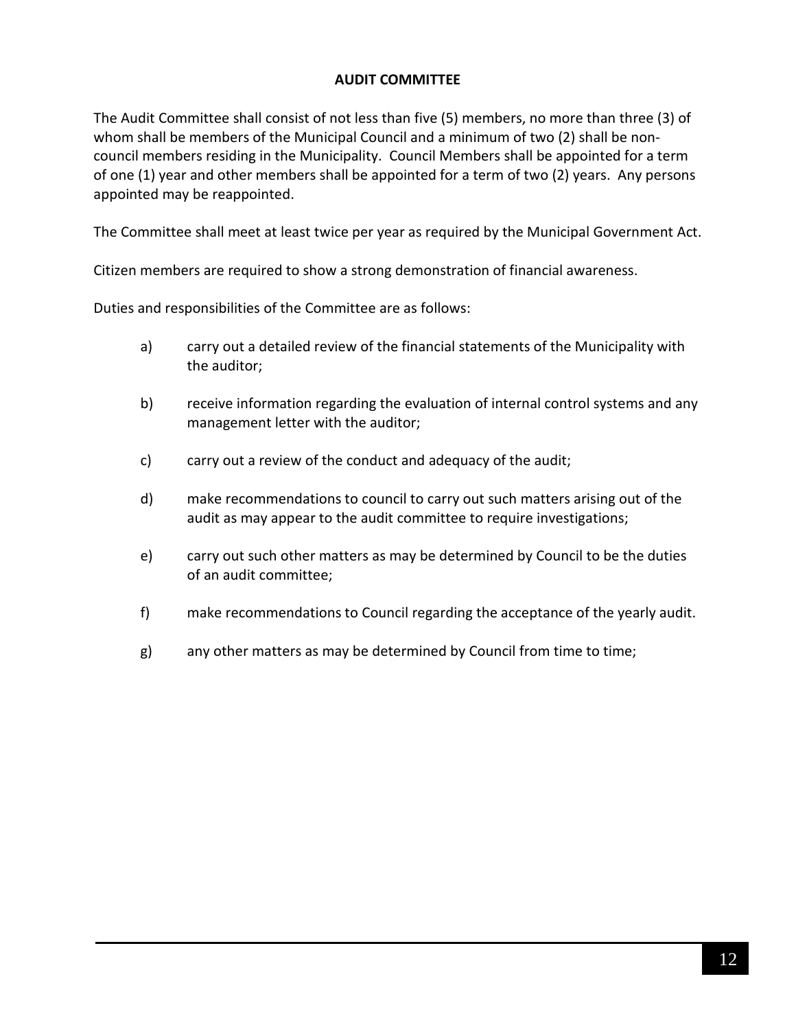**AUDIT COMMITTEE**

The Audit Committee shall consist of not less than five (5) members, no more than three (3) of whom shall be members of the Municipal Council and a minimum of two (2) shall be non-council members residing in the Municipality. Council Members shall be appointed for a term of one (1) year and other members shall be appointed for a term of two (2) years. Any persons appointed may be reappointed.

The Committee shall meet at least twice per year as required by the Municipal Government Act.

Citizen members are required to show a strong demonstration of financial awareness.

Duties and responsibilities of the Committee are as follows:

a) carry out a detailed review of the financial statements of the Municipality with the auditor;

b) receive information regarding the evaluation of internal control systems and any management letter with the auditor;

c) carry out a review of the conduct and adequacy of the audit;

d) make recommendations to council to carry out such matters arising out of the audit as may appear to the audit committee to require investigations;

e) carry out such other matters as may be determined by Council to be the duties of an audit committee;

f) make recommendations to Council regarding the acceptance of the yearly audit.

g) any other matters as may be determined by Council from time to time;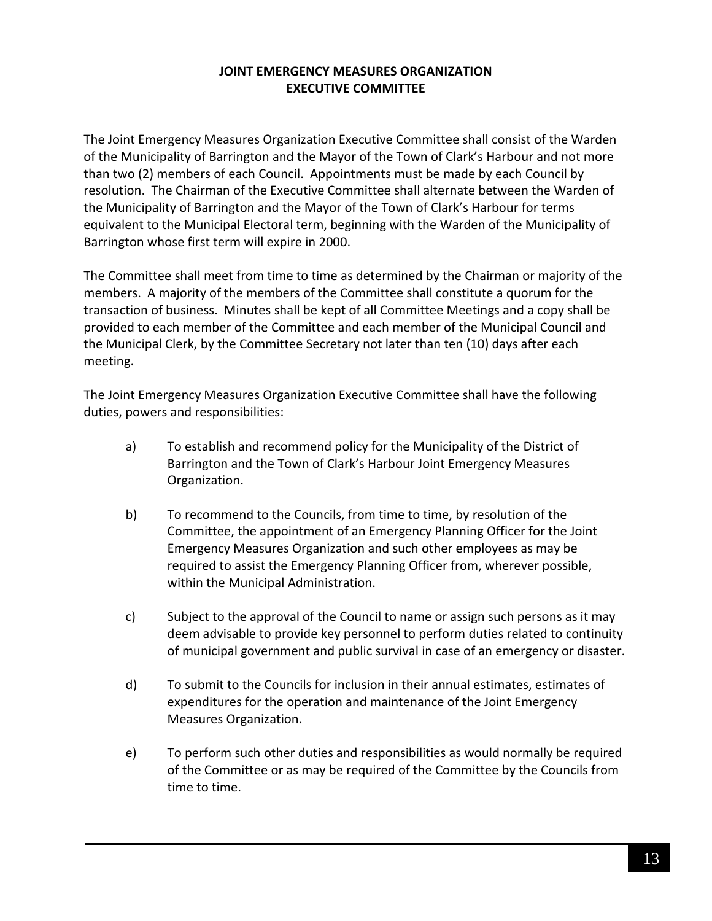# JOINT EMERGENCY MEASURES ORGANIZATION EXECUTIVE COMMITTEE

The Joint Emergency Measures Organization Executive Committee shall consist of the Warden of the Municipality of Barrington and the Mayor of the Town of Clark's Harbour and not more than two (2) members of each Council. Appointments must be made by each Council by resolution. The Chairman of the Executive Committee shall alternate between the Warden of the Municipality of Barrington and the Mayor of the Town of Clark's Harbour for terms equivalent to the Municipal Electoral term, beginning with the Warden of the Municipality of Barrington whose first term will expire in 2000.

The Committee shall meet from time to time as determined by the Chairman or majority of the members. A majority of the members of the Committee shall constitute a quorum for the transaction of business. Minutes shall be kept of all Committee Meetings and a copy shall be provided to each member of the Committee and each member of the Municipal Council and the Municipal Clerk, by the Committee Secretary not later than ten (10) days after each meeting.

The Joint Emergency Measures Organization Executive Committee shall have the following duties, powers and responsibilities:

a) To establish and recommend policy for the Municipality of the District of Barrington and the Town of Clark's Harbour Joint Emergency Measures Organization.

b) To recommend to the Councils, from time to time, by resolution of the Committee, the appointment of an Emergency Planning Officer for the Joint Emergency Measures Organization and such other employees as may be required to assist the Emergency Planning Officer from, wherever possible, within the Municipal Administration.

c) Subject to the approval of the Council to name or assign such persons as it may deem advisable to provide key personnel to perform duties related to continuity of municipal government and public survival in case of an emergency or disaster.

d) To submit to the Councils for inclusion in their annual estimates, estimates of expenditures for the operation and maintenance of the Joint Emergency Measures Organization.

e) To perform such other duties and responsibilities as would normally be required of the Committee or as may be required of the Committee by the Councils from time to time.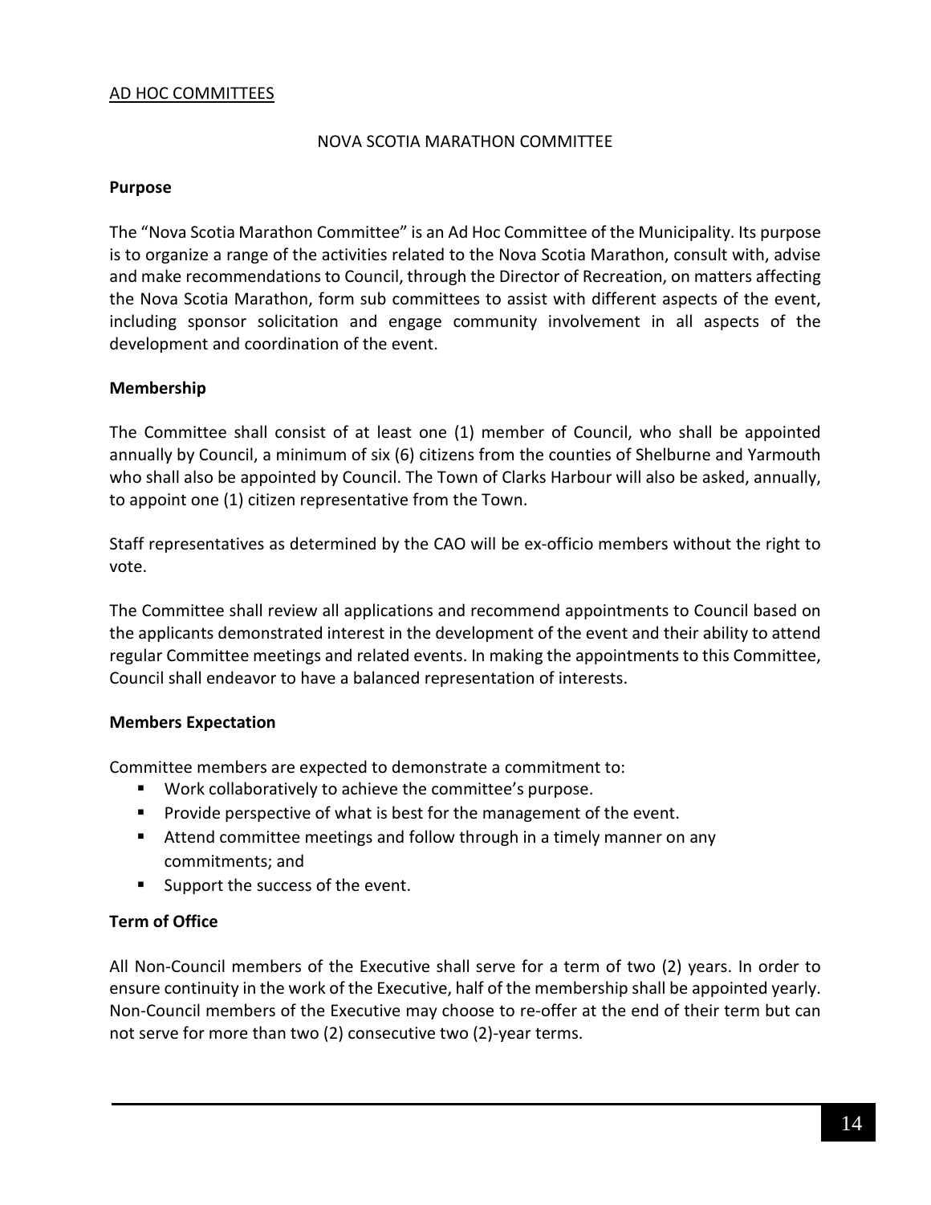AD HOC COMMITTEES

## NOVA SCOTIA MARATHON COMMITTEE

### Purpose

The "Nova Scotia Marathon Committee" is an Ad Hoc Committee of the Municipality. Its purpose is to organize a range of the activities related to the Nova Scotia Marathon, consult with, advise and make recommendations to Council, through the Director of Recreation, on matters affecting the Nova Scotia Marathon, form sub committees to assist with different aspects of the event, including sponsor solicitation and engage community involvement in all aspects of the development and coordination of the event.

### Membership

The Committee shall consist of at least one (1) member of Council, who shall be appointed annually by Council, a minimum of six (6) citizens from the counties of Shelburne and Yarmouth who shall also be appointed by Council. The Town of Clarks Harbour will also be asked, annually, to appoint one (1) citizen representative from the Town.

Staff representatives as determined by the CAO will be ex-officio members without the right to vote.

The Committee shall review all applications and recommend appointments to Council based on the applicants demonstrated interest in the development of the event and their ability to attend regular Committee meetings and related events. In making the appointments to this Committee, Council shall endeavor to have a balanced representation of interests.

### Members Expectation

Committee members are expected to demonstrate a commitment to:

- Work collaboratively to achieve the committee's purpose.
- Provide perspective of what is best for the management of the event.
- Attend committee meetings and follow through in a timely manner on any commitments; and
- Support the success of the event.

### Term of Office

All Non-Council members of the Executive shall serve for a term of two (2) years. In order to ensure continuity in the work of the Executive, half of the membership shall be appointed yearly. Non-Council members of the Executive may choose to re-offer at the end of their term but can not serve for more than two (2) consecutive two (2)-year terms.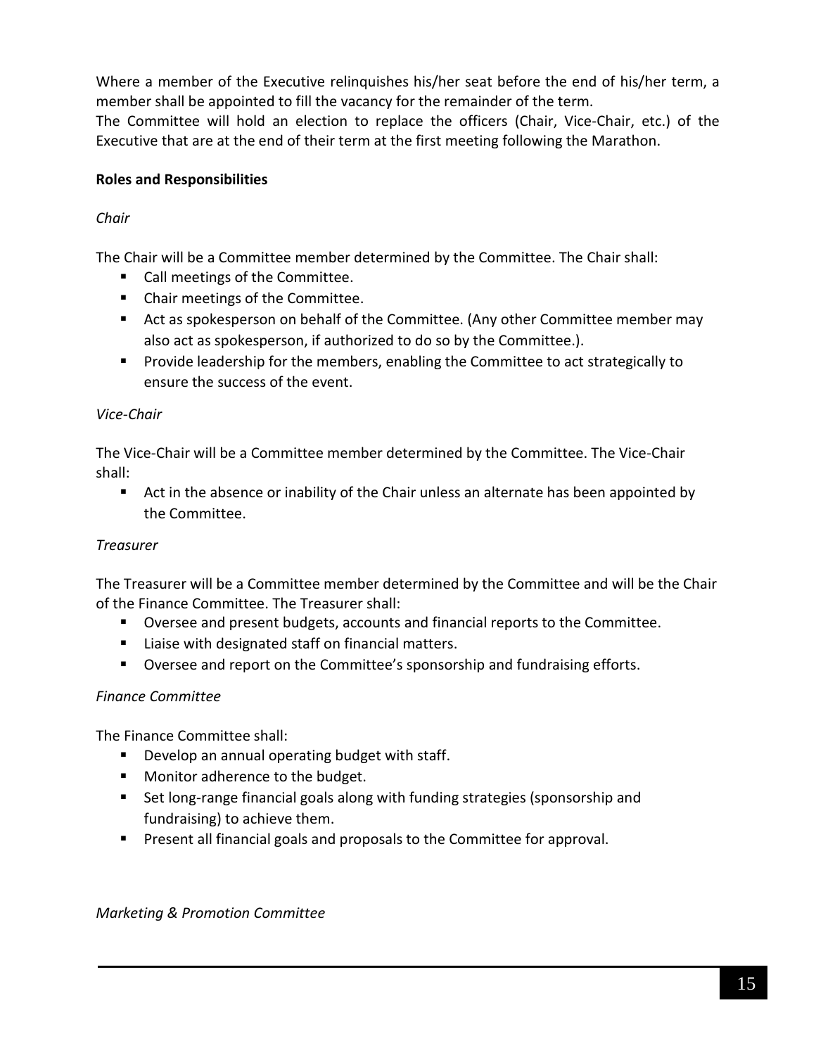Where a member of the Executive relinquishes his/her seat before the end of his/her term, a member shall be appointed to fill the vacancy for the remainder of the term.
The Committee will hold an election to replace the officers (Chair, Vice-Chair, etc.) of the Executive that are at the end of their term at the first meeting following the Marathon.

**Roles and Responsibilities**

*Chair*

The Chair will be a Committee member determined by the Committee. The Chair shall:

- Call meetings of the Committee.
- Chair meetings of the Committee.
- Act as spokesperson on behalf of the Committee. (Any other Committee member may also act as spokesperson, if authorized to do so by the Committee.).
- Provide leadership for the members, enabling the Committee to act strategically to ensure the success of the event.

*Vice-Chair*

The Vice-Chair will be a Committee member determined by the Committee. The Vice-Chair shall:

- Act in the absence or inability of the Chair unless an alternate has been appointed by the Committee.

*Treasurer*

The Treasurer will be a Committee member determined by the Committee and will be the Chair of the Finance Committee. The Treasurer shall:

- Oversee and present budgets, accounts and financial reports to the Committee.
- Liaise with designated staff on financial matters.
- Oversee and report on the Committee's sponsorship and fundraising efforts.

*Finance Committee*

The Finance Committee shall:

- Develop an annual operating budget with staff.
- Monitor adherence to the budget.
- Set long-range financial goals along with funding strategies (sponsorship and fundraising) to achieve them.
- Present all financial goals and proposals to the Committee for approval.

*Marketing & Promotion Committee*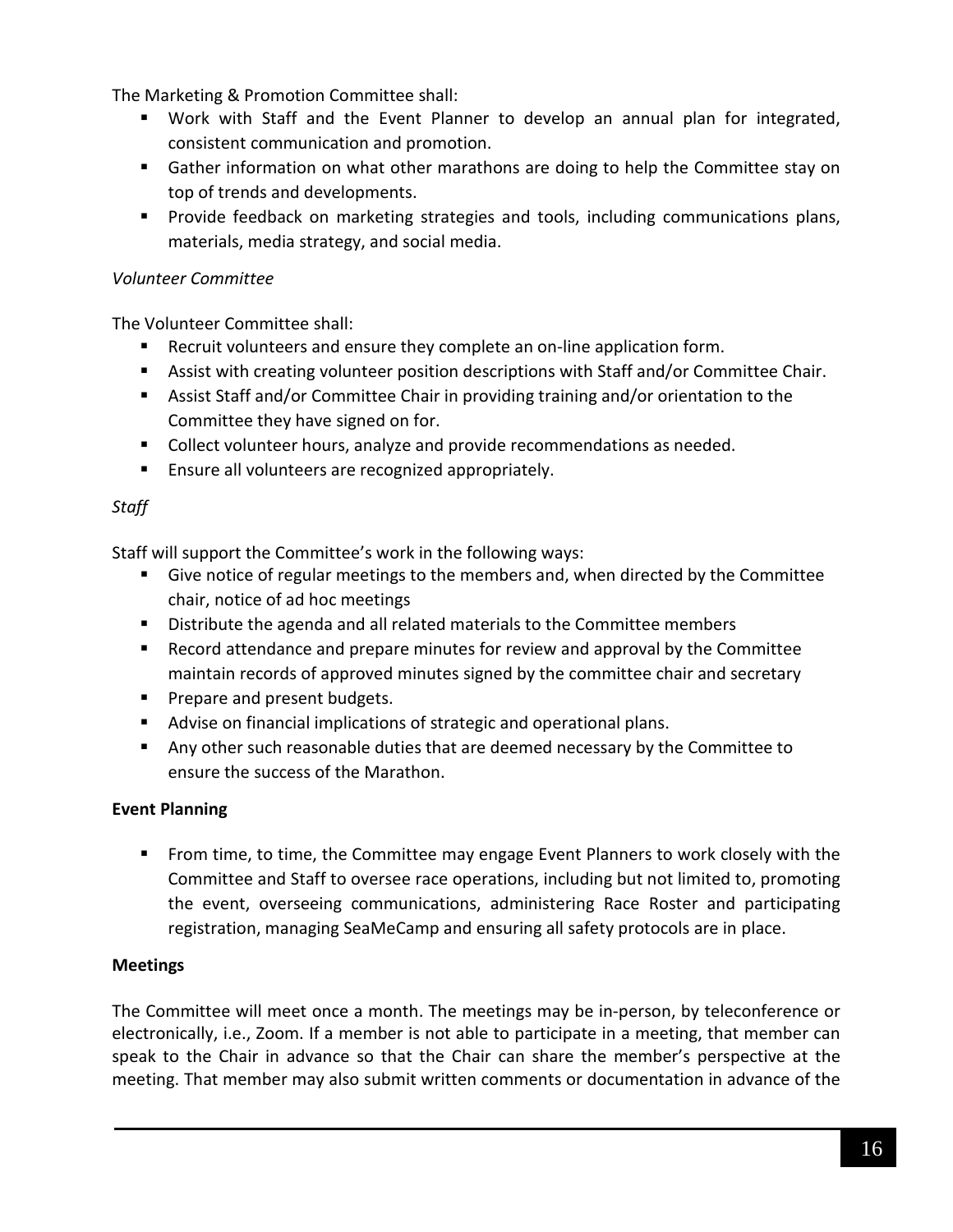The Marketing & Promotion Committee shall:

- Work with Staff and the Event Planner to develop an annual plan for integrated, consistent communication and promotion.
- Gather information on what other marathons are doing to help the Committee stay on top of trends and developments.
- Provide feedback on marketing strategies and tools, including communications plans, materials, media strategy, and social media.

*Volunteer Committee*

The Volunteer Committee shall:

- Recruit volunteers and ensure they complete an on-line application form.
- Assist with creating volunteer position descriptions with Staff and/or Committee Chair.
- Assist Staff and/or Committee Chair in providing training and/or orientation to the Committee they have signed on for.
- Collect volunteer hours, analyze and provide recommendations as needed.
- Ensure all volunteers are recognized appropriately.

*Staff*

Staff will support the Committee's work in the following ways:

- Give notice of regular meetings to the members and, when directed by the Committee chair, notice of ad hoc meetings
- Distribute the agenda and all related materials to the Committee members
- Record attendance and prepare minutes for review and approval by the Committee maintain records of approved minutes signed by the committee chair and secretary
- Prepare and present budgets.
- Advise on financial implications of strategic and operational plans.
- Any other such reasonable duties that are deemed necessary by the Committee to ensure the success of the Marathon.

**Event Planning**

- From time, to time, the Committee may engage Event Planners to work closely with the Committee and Staff to oversee race operations, including but not limited to, promoting the event, overseeing communications, administering Race Roster and participating registration, managing SeaMeCamp and ensuring all safety protocols are in place.

**Meetings**

The Committee will meet once a month. The meetings may be in-person, by teleconference or electronically, i.e., Zoom. If a member is not able to participate in a meeting, that member can speak to the Chair in advance so that the Chair can share the member's perspective at the meeting. That member may also submit written comments or documentation in advance of the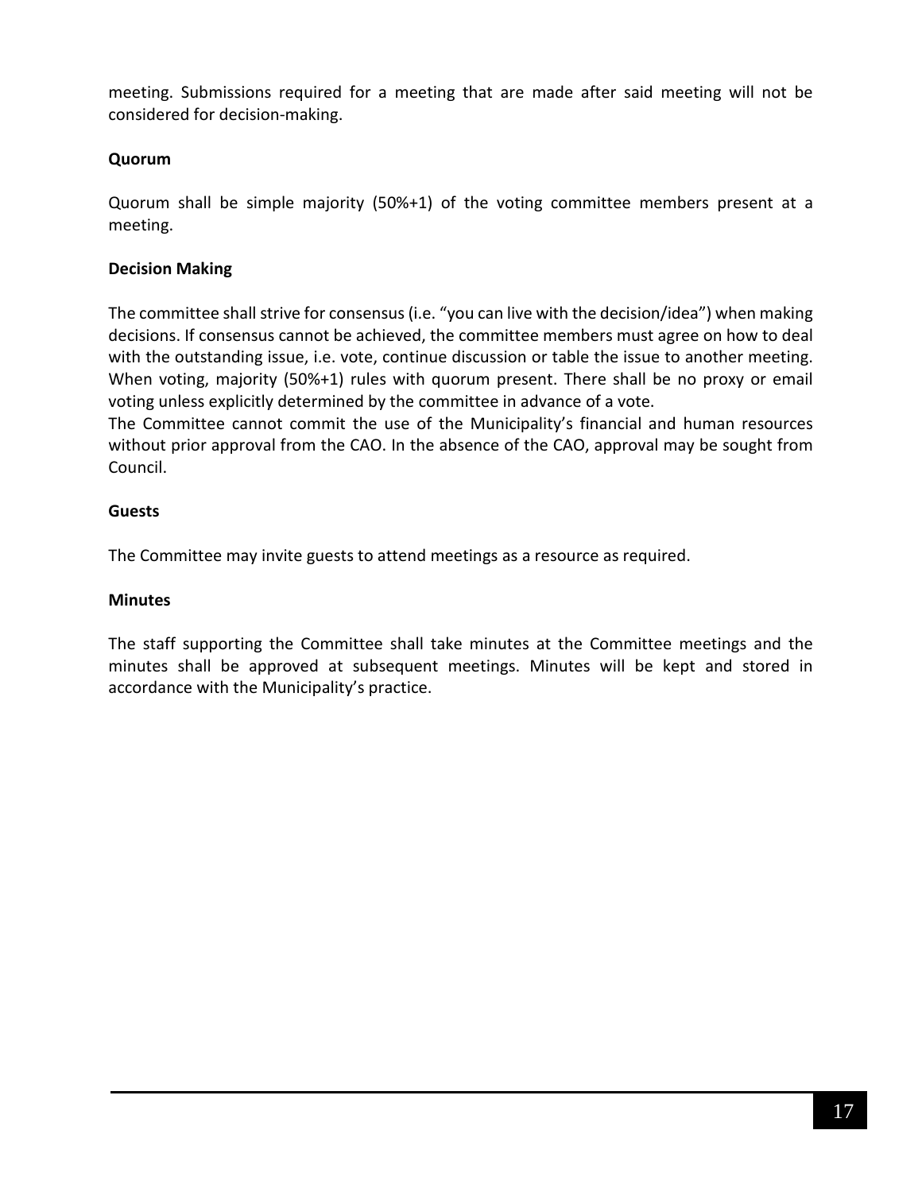meeting. Submissions required for a meeting that are made after said meeting will not be considered for decision-making.

**Quorum**

Quorum shall be simple majority (50%+1) of the voting committee members present at a meeting.

**Decision Making**

The committee shall strive for consensus (i.e. "you can live with the decision/idea") when making decisions. If consensus cannot be achieved, the committee members must agree on how to deal with the outstanding issue, i.e. vote, continue discussion or table the issue to another meeting. When voting, majority (50%+1) rules with quorum present. There shall be no proxy or email voting unless explicitly determined by the committee in advance of a vote.

The Committee cannot commit the use of the Municipality's financial and human resources without prior approval from the CAO. In the absence of the CAO, approval may be sought from Council.

**Guests**

The Committee may invite guests to attend meetings as a resource as required.

**Minutes**

The staff supporting the Committee shall take minutes at the Committee meetings and the minutes shall be approved at subsequent meetings. Minutes will be kept and stored in accordance with the Municipality's practice.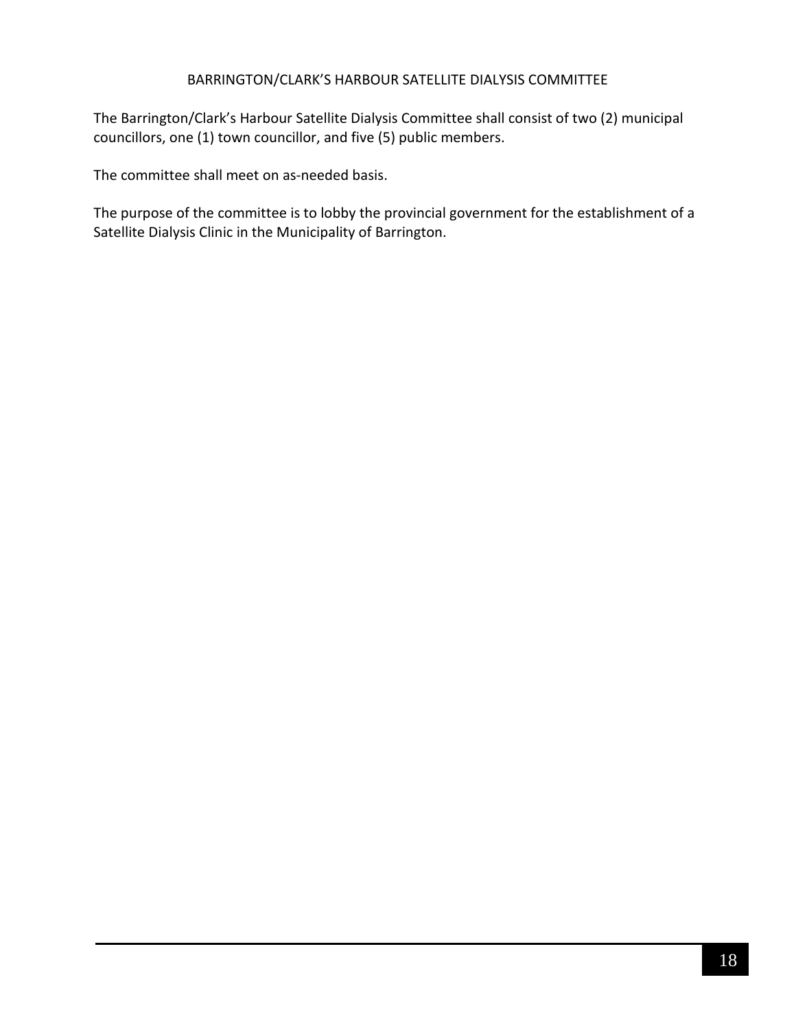## BARRINGTON/CLARK'S HARBOUR SATELLITE DIALYSIS COMMITTEE

The Barrington/Clark's Harbour Satellite Dialysis Committee shall consist of two (2) municipal councillors, one (1) town councillor, and five (5) public members.

The committee shall meet on as-needed basis.

The purpose of the committee is to lobby the provincial government for the establishment of a Satellite Dialysis Clinic in the Municipality of Barrington.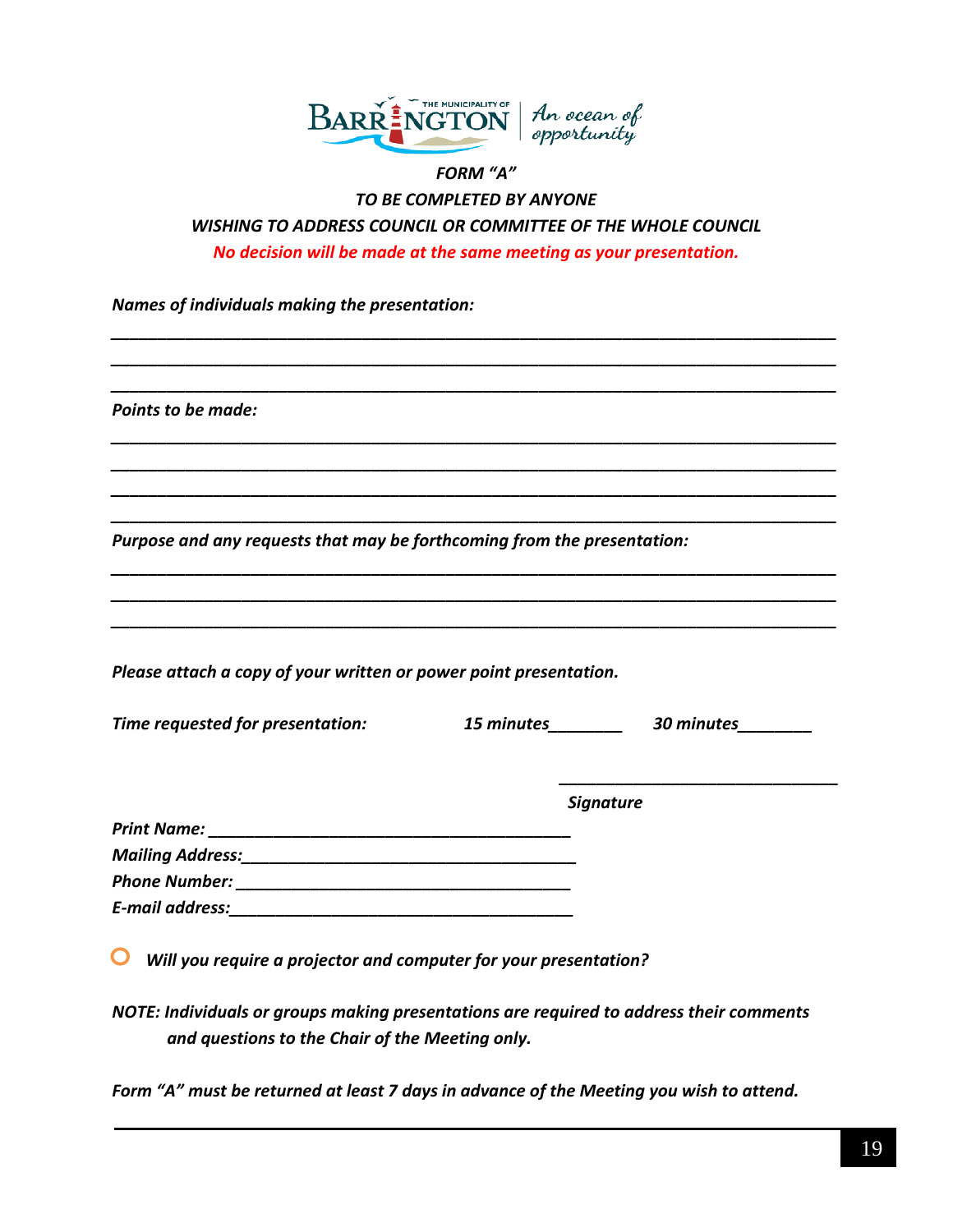*FORM "A"*

*TO BE COMPLETED BY ANYONE*

*WISHING TO ADDRESS COUNCIL OR COMMITTEE OF THE WHOLE COUNCIL*

***No decision will be made at the same meeting as your presentation.***

***Names of individuals making the presentation:***

_____________________________________________________________________________

_____________________________________________________________________________

_____________________________________________________________________________

***Points to be made:***

_____________________________________________________________________________

_____________________________________________________________________________

_____________________________________________________________________________

_____________________________________________________________________________

***Purpose and any requests that may be forthcoming from the presentation:***

_____________________________________________________________________________

_____________________________________________________________________________

_____________________________________________________________________________

***Please attach a copy of your written or power point presentation.***

***Time requested for presentation:*** ***15 minutes________*** ***30 minutes________***

______________________________

***Signature***

***Print Name:*** _______________________________________

***Mailing Address:***_____________________________________

***Phone Number:*** ____________________________________

***E-mail address:***_____________________________________

- ***Will you require a projector and computer for your presentation?***

***NOTE: Individuals or groups making presentations are required to address their comments and questions to the Chair of the Meeting only.***

***Form "A" must be returned at least 7 days in advance of the Meeting you wish to attend.***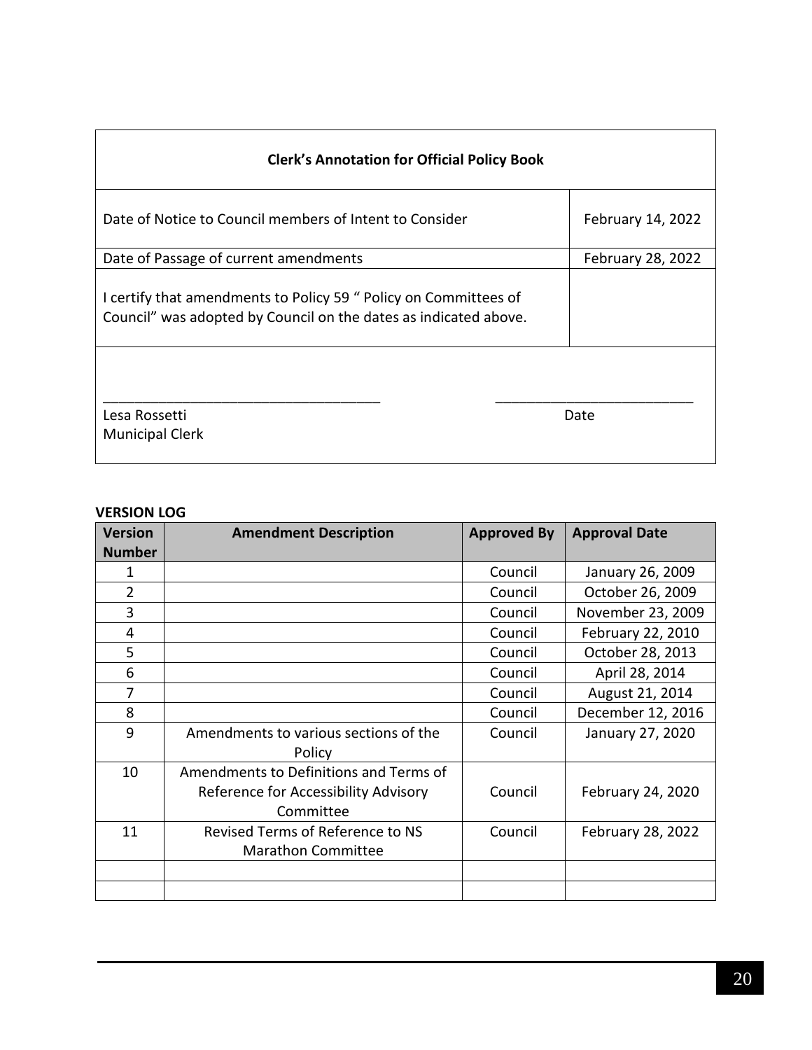| Clerk's Annotation for Official Policy Book | |
|---|---|
| Date of Notice to Council members of Intent to Consider | February 14, 2022 |
| Date of Passage of current amendments | February 28, 2022 |
| I certify that amendments to Policy 59 " Policy on Committees of Council" was adopted by Council on the dates as indicated above. | |

___________________________________ ___________________________

Lesa Rossetti Date

Municipal Clerk

**VERSION LOG**

| Version Number | Amendment Description | Approved By | Approval Date |
|---|---|---|---|
| 1 | | Council | January 26, 2009 |
| 2 | | Council | October 26, 2009 |
| 3 | | Council | November 23, 2009 |
| 4 | | Council | February 22, 2010 |
| 5 | | Council | October 28, 2013 |
| 6 | | Council | April 28, 2014 |
| 7 | | Council | August 21, 2014 |
| 8 | | Council | December 12, 2016 |
| 9 | Amendments to various sections of the Policy | Council | January 27, 2020 |
| 10 | Amendments to Definitions and Terms of Reference for Accessibility Advisory Committee | Council | February 24, 2020 |
| 11 | Revised Terms of Reference to NS Marathon Committee | Council | February 28, 2022 |
| | | | |
| | | | |